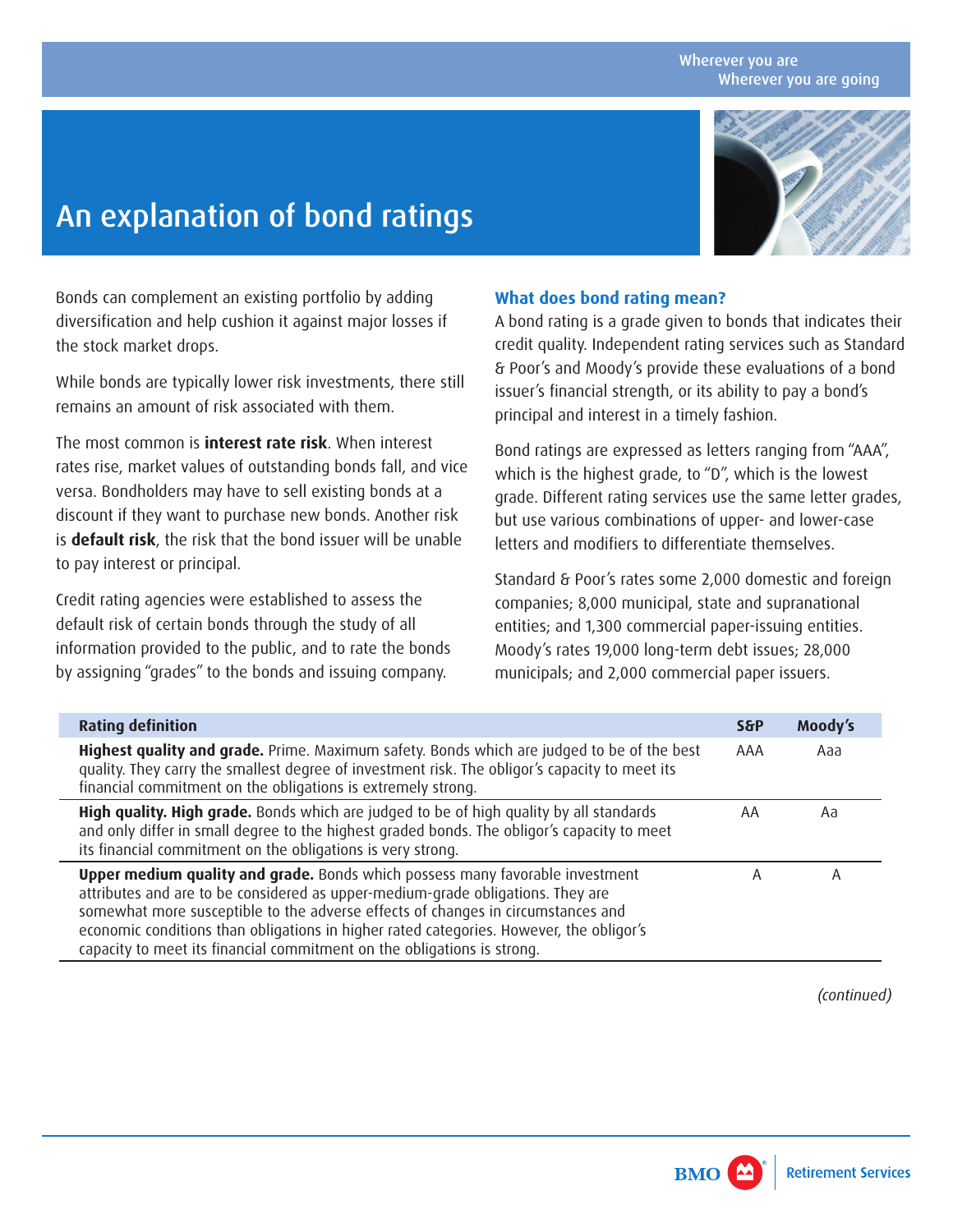# An explanation of bond ratings

Bonds can complement an existing portfolio by adding diversification and help cushion it against major losses if the stock market drops.

While bonds are typically lower risk investments, there still remains an amount of risk associated with them.

The most common is **interest rate risk**. When interest rates rise, market values of outstanding bonds fall, and vice versa. Bondholders may have to sell existing bonds at a discount if they want to purchase new bonds. Another risk is **default risk**, the risk that the bond issuer will be unable to pay interest or principal.

Credit rating agencies were established to assess the default risk of certain bonds through the study of all information provided to the public, and to rate the bonds by assigning "grades" to the bonds and issuing company.

## What does bond rating mean?

A bond rating is a grade given to bonds that indicates their credit quality. Independent rating services such as Standard & Poor's and Moody's provide these evaluations of a bond issuer's financial strength, or its ability to pay a bond's principal and interest in a timely fashion.

Bond ratings are expressed as letters ranging from "AAA", which is the highest grade, to "D", which is the lowest grade. Different rating services use the same letter grades, but use various combinations of upper- and lower-case letters and modifiers to differentiate themselves.

Standard & Poor's rates some 2,000 domestic and foreign companies; 8,000 municipal, state and supranational entities; and 1,300 commercial paper-issuing entities. Moody's rates 19,000 long-term debt issues; 28,000 municipals; and 2,000 commercial paper issuers.

| Rating definition | S&P | Moody's |
|---|---|---|
| **Highest quality and grade.** Prime. Maximum safety. Bonds which are judged to be of the best quality. They carry the smallest degree of investment risk. The obligor's capacity to meet its financial commitment on the obligations is extremely strong. | AAA | Aaa |
| **High quality. High grade.** Bonds which are judged to be of high quality by all standards and only differ in small degree to the highest graded bonds. The obligor's capacity to meet its financial commitment on the obligations is very strong. | AA | Aa |
| **Upper medium quality and grade.** Bonds which possess many favorable investment attributes and are to be considered as upper-medium-grade obligations. They are somewhat more susceptible to the adverse effects of changes in circumstances and economic conditions than obligations in higher rated categories. However, the obligor's capacity to meet its financial commitment on the obligations is strong. | A | A |

*(continued)*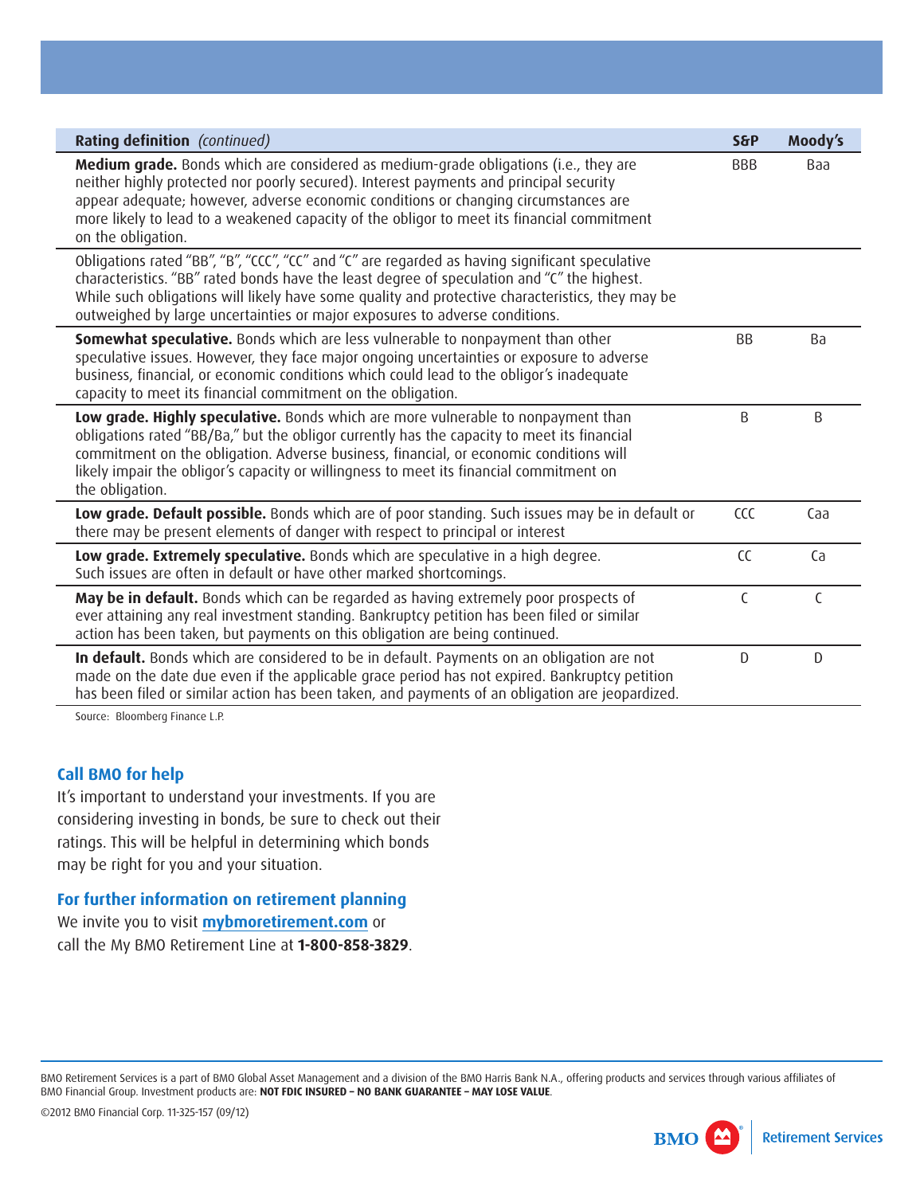| **Rating definition** *(continued)* | **S&P** | **Moody's** |
|---|---|---|
| **Medium grade.** Bonds which are considered as medium-grade obligations (i.e., they are neither highly protected nor poorly secured). Interest payments and principal security appear adequate; however, adverse economic conditions or changing circumstances are more likely to lead to a weakened capacity of the obligor to meet its financial commitment on the obligation. | BBB | Baa |
| Obligations rated "BB", "B", "CCC", "CC" and "C" are regarded as having significant speculative characteristics. "BB" rated bonds have the least degree of speculation and "C" the highest. While such obligations will likely have some quality and protective characteristics, they may be outweighed by large uncertainties or major exposures to adverse conditions. | | |
| **Somewhat speculative.** Bonds which are less vulnerable to nonpayment than other speculative issues. However, they face major ongoing uncertainties or exposure to adverse business, financial, or economic conditions which could lead to the obligor's inadequate capacity to meet its financial commitment on the obligation. | BB | Ba |
| **Low grade. Highly speculative.** Bonds which are more vulnerable to nonpayment than obligations rated "BB/Ba," but the obligor currently has the capacity to meet its financial commitment on the obligation. Adverse business, financial, or economic conditions will likely impair the obligor's capacity or willingness to meet its financial commitment on the obligation. | B | B |
| **Low grade. Default possible.** Bonds which are of poor standing. Such issues may be in default or there may be present elements of danger with respect to principal or interest | CCC | Caa |
| **Low grade. Extremely speculative.** Bonds which are speculative in a high degree. Such issues are often in default or have other marked shortcomings. | CC | Ca |
| **May be in default.** Bonds which can be regarded as having extremely poor prospects of ever attaining any real investment standing. Bankruptcy petition has been filed or similar action has been taken, but payments on this obligation are being continued. | C | C |
| **In default.** Bonds which are considered to be in default. Payments on an obligation are not made on the date due even if the applicable grace period has not expired. Bankruptcy petition has been filed or similar action has been taken, and payments of an obligation are jeopardized. | D | D |

Source: Bloomberg Finance L.P.

## Call BMO for help

It's important to understand your investments. If you are considering investing in bonds, be sure to check out their ratings. This will be helpful in determining which bonds may be right for you and your situation.

## For further information on retirement planning

We invite you to visit **mybmoretirement.com** or call the My BMO Retirement Line at **1-800-858-3829**.

BMO Retirement Services is a part of BMO Global Asset Management and a division of the BMO Harris Bank N.A., offering products and services through various affiliates of BMO Financial Group. Investment products are: **NOT FDIC INSURED – NO BANK GUARANTEE – MAY LOSE VALUE**.

©2012 BMO Financial Corp. 11-325-157 (09/12)

BMO Retirement Services